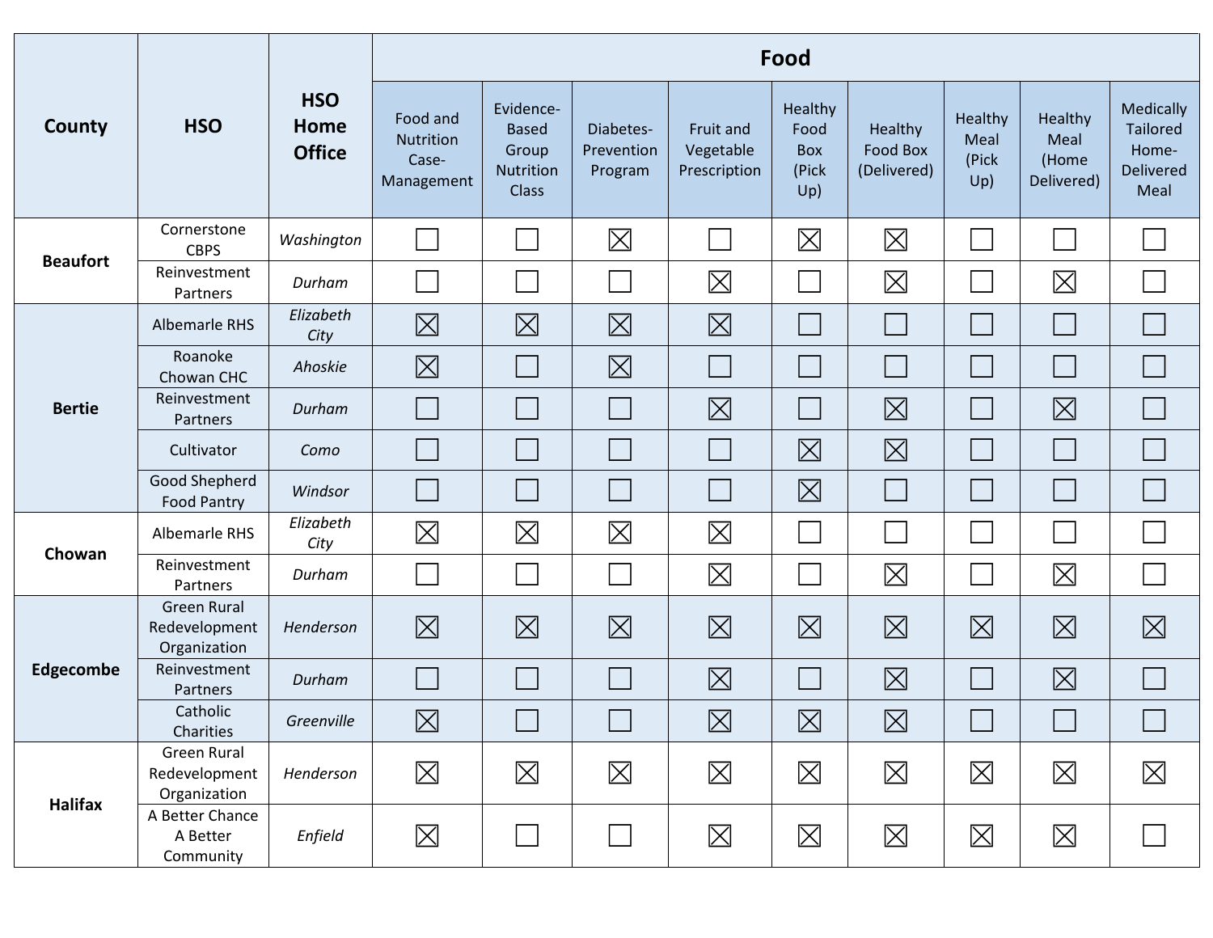| County | HSO | HSO Home Office | Food | | | | | | | | |
|---|---|---|---|---|---|---|---|---|---|---|---|
| | | | Food and Nutrition Case-Management | Evidence-Based Group Nutrition Class | Diabetes-Prevention Program | Fruit and Vegetable Prescription | Healthy Food Box (Pick Up) | Healthy Food Box (Delivered) | Healthy Meal (Pick Up) | Healthy Meal (Home Delivered) | Medically Tailored Home-Delivered Meal |
| **Beaufort** | Cornerstone CBPS | *Washington* | ☐ | ☐ | ☒ | ☐ | ☒ | ☒ | ☐ | ☐ | ☐ |
| | Reinvestment Partners | *Durham* | ☐ | ☐ | ☐ | ☒ | ☐ | ☒ | ☐ | ☒ | ☐ |
| **Bertie** | Albemarle RHS | *Elizabeth City* | ☒ | ☒ | ☒ | ☒ | ☐ | ☐ | ☐ | ☐ | ☐ |
| | Roanoke Chowan CHC | *Ahoskie* | ☒ | ☐ | ☒ | ☐ | ☐ | ☐ | ☐ | ☐ | ☐ |
| | Reinvestment Partners | *Durham* | ☐ | ☐ | ☐ | ☒ | ☐ | ☒ | ☐ | ☒ | ☐ |
| | Cultivator | *Como* | ☐ | ☐ | ☐ | ☐ | ☒ | ☒ | ☐ | ☐ | ☐ |
| | Good Shepherd Food Pantry | *Windsor* | ☐ | ☐ | ☐ | ☐ | ☒ | ☐ | ☐ | ☐ | ☐ |
| **Chowan** | Albemarle RHS | *Elizabeth City* | ☒ | ☒ | ☒ | ☒ | ☐ | ☐ | ☐ | ☐ | ☐ |
| | Reinvestment Partners | *Durham* | ☐ | ☐ | ☐ | ☒ | ☐ | ☒ | ☐ | ☒ | ☐ |
| **Edgecombe** | Green Rural Redevelopment Organization | *Henderson* | ☒ | ☒ | ☒ | ☒ | ☒ | ☒ | ☒ | ☒ | ☒ |
| | Reinvestment Partners | *Durham* | ☐ | ☐ | ☐ | ☒ | ☐ | ☒ | ☐ | ☒ | ☐ |
| | Catholic Charities | *Greenville* | ☒ | ☐ | ☐ | ☒ | ☒ | ☒ | ☐ | ☐ | ☐ |
| **Halifax** | Green Rural Redevelopment Organization | *Henderson* | ☒ | ☒ | ☒ | ☒ | ☒ | ☒ | ☒ | ☒ | ☒ |
| | A Better Chance A Better Community | *Enfield* | ☒ | ☐ | ☐ | ☒ | ☒ | ☒ | ☒ | ☒ | ☐ |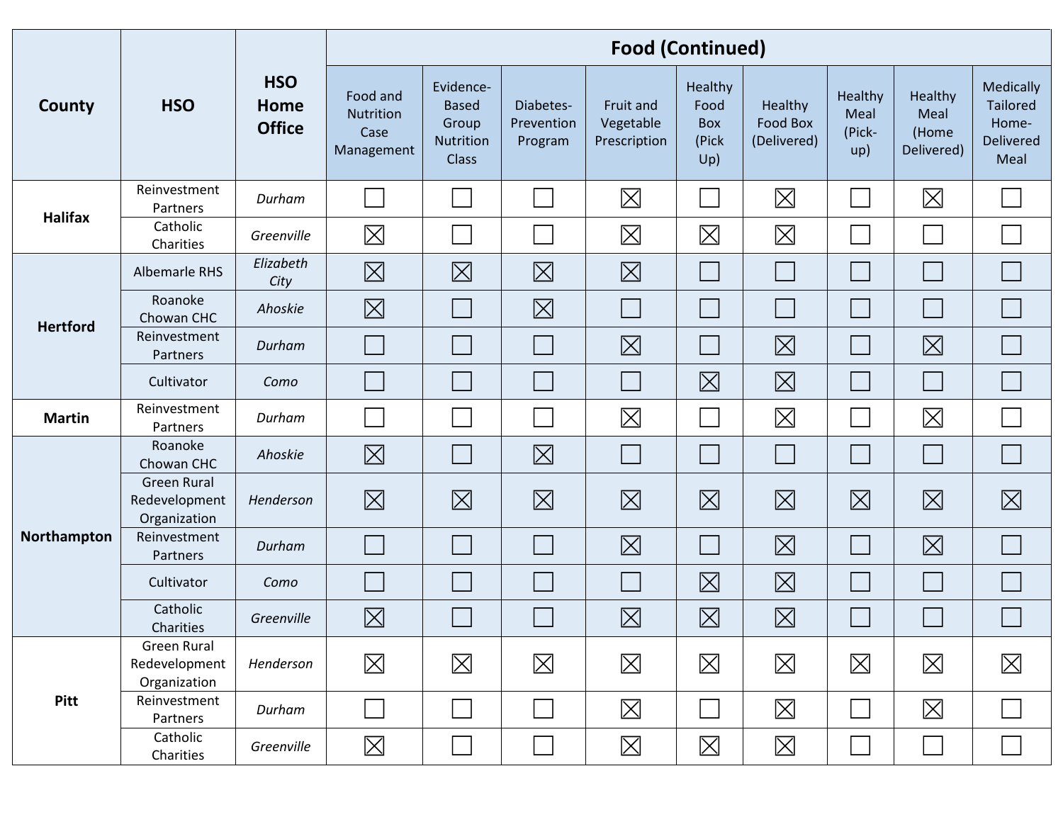| County | HSO | HSO Home Office | Food (Continued) | | | | | | | | |
|---|---|---|---|---|---|---|---|---|---|---|---|
| | | | Food and Nutrition Case Management | Evidence-Based Group Nutrition Class | Diabetes-Prevention Program | Fruit and Vegetable Prescription | Healthy Food Box (Pick Up) | Healthy Food Box (Delivered) | Healthy Meal (Pick-up) | Healthy Meal (Home Delivered) | Medically Tailored Home-Delivered Meal |
| **Halifax** | Reinvestment Partners | *Durham* | ☐ | ☐ | ☐ | ☒ | ☐ | ☒ | ☐ | ☒ | ☐ |
| | Catholic Charities | *Greenville* | ☒ | ☐ | ☐ | ☒ | ☒ | ☒ | ☐ | ☐ | ☐ |
| **Hertford** | Albemarle RHS | *Elizabeth City* | ☒ | ☒ | ☒ | ☒ | ☐ | ☐ | ☐ | ☐ | ☐ |
| | Roanoke Chowan CHC | *Ahoskie* | ☒ | ☐ | ☒ | ☐ | ☐ | ☐ | ☐ | ☐ | ☐ |
| | Reinvestment Partners | *Durham* | ☐ | ☐ | ☐ | ☒ | ☐ | ☒ | ☐ | ☒ | ☐ |
| | Cultivator | *Como* | ☐ | ☐ | ☐ | ☐ | ☒ | ☒ | ☐ | ☐ | ☐ |
| **Martin** | Reinvestment Partners | *Durham* | ☐ | ☐ | ☐ | ☒ | ☐ | ☒ | ☐ | ☒ | ☐ |
| **Northampton** | Roanoke Chowan CHC | *Ahoskie* | ☒ | ☐ | ☒ | ☐ | ☐ | ☐ | ☐ | ☐ | ☐ |
| | Green Rural Redevelopment Organization | *Henderson* | ☒ | ☒ | ☒ | ☒ | ☒ | ☒ | ☒ | ☒ | ☒ |
| | Reinvestment Partners | *Durham* | ☐ | ☐ | ☐ | ☒ | ☐ | ☒ | ☐ | ☒ | ☐ |
| | Cultivator | *Como* | ☐ | ☐ | ☐ | ☐ | ☒ | ☒ | ☐ | ☐ | ☐ |
| | Catholic Charities | *Greenville* | ☒ | ☐ | ☐ | ☒ | ☒ | ☒ | ☐ | ☐ | ☐ |
| **Pitt** | Green Rural Redevelopment Organization | *Henderson* | ☒ | ☒ | ☒ | ☒ | ☒ | ☒ | ☒ | ☒ | ☒ |
| | Reinvestment Partners | *Durham* | ☐ | ☐ | ☐ | ☒ | ☐ | ☒ | ☐ | ☒ | ☐ |
| | Catholic Charities | *Greenville* | ☒ | ☐ | ☐ | ☒ | ☒ | ☒ | ☐ | ☐ | ☐ |